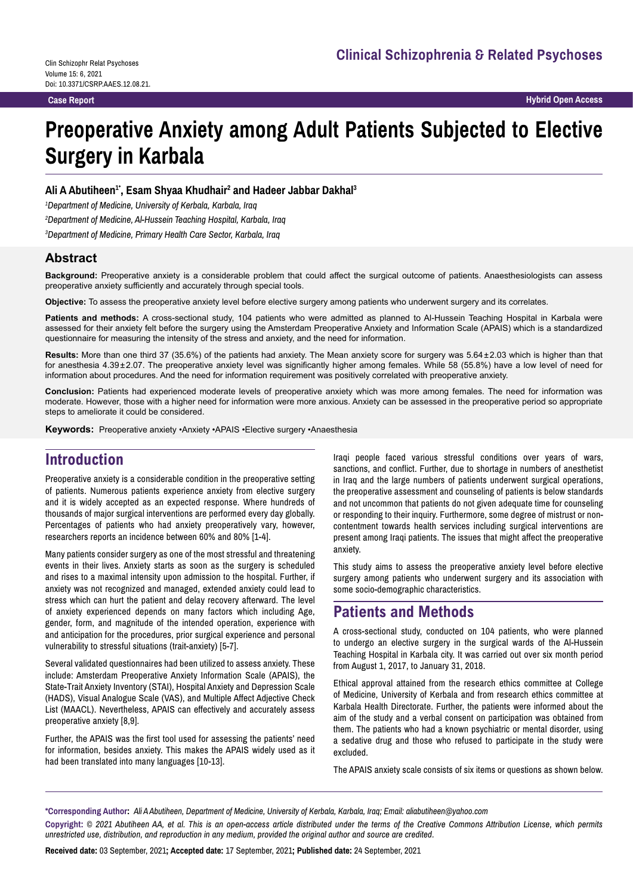Case Report

# Preoperative Anxiety among Adult Patients Subjected to Elective Surgery in Karbala

**Ali A Abutiheen[1*], Esam Shyaa Khudhair[2] and Hadeer Jabbar Dakhal[3]**

*[1]Department of Medicine, University of Kerbala, Karbala, Iraq*

*[2]Department of Medicine, Al-Hussein Teaching Hospital, Karbala, Iraq*

*[3]Department of Medicine, Primary Health Care Sector, Karbala, Iraq*

## Abstract

**Background:** Preoperative anxiety is a considerable problem that could affect the surgical outcome of patients. Anaesthesiologists can assess preoperative anxiety sufficiently and accurately through special tools.

**Objective:** To assess the preoperative anxiety level before elective surgery among patients who underwent surgery and its correlates.

**Patients and methods:** A cross-sectional study, 104 patients who were admitted as planned to Al-Hussein Teaching Hospital in Karbala were assessed for their anxiety felt before the surgery using the Amsterdam Preoperative Anxiety and Information Scale (APAIS) which is a standardized questionnaire for measuring the intensity of the stress and anxiety, and the need for information.

**Results:** More than one third 37 (35.6%) of the patients had anxiety. The Mean anxiety score for surgery was 5.64 ± 2.03 which is higher than that for anesthesia 4.39 ± 2.07. The preoperative anxiety level was significantly higher among females. While 58 (55.8%) have a low level of need for information about procedures. And the need for information requirement was positively correlated with preoperative anxiety.

**Conclusion:** Patients had experienced moderate levels of preoperative anxiety which was more among females. The need for information was moderate. However, those with a higher need for information were more anxious. Anxiety can be assessed in the preoperative period so appropriate steps to ameliorate it could be considered.

**Keywords:** Preoperative anxiety •Anxiety •APAIS •Elective surgery •Anaesthesia

## Introduction

Preoperative anxiety is a considerable condition in the preoperative setting of patients. Numerous patients experience anxiety from elective surgery and it is widely accepted as an expected response. Where hundreds of thousands of major surgical interventions are performed every day globally. Percentages of patients who had anxiety preoperatively vary, however, researchers reports an incidence between 60% and 80% [1-4].

Many patients consider surgery as one of the most stressful and threatening events in their lives. Anxiety starts as soon as the surgery is scheduled and rises to a maximal intensity upon admission to the hospital. Further, if anxiety was not recognized and managed, extended anxiety could lead to stress which can hurt the patient and delay recovery afterward. The level of anxiety experienced depends on many factors which including Age, gender, form, and magnitude of the intended operation, experience with and anticipation for the procedures, prior surgical experience and personal vulnerability to stressful situations (trait-anxiety) [5-7].

Several validated questionnaires had been utilized to assess anxiety. These include: Amsterdam Preoperative Anxiety Information Scale (APAIS), the State-Trait Anxiety Inventory (STAI), Hospital Anxiety and Depression Scale (HADS), Visual Analogue Scale (VAS), and Multiple Affect Adjective Check List (MAACL). Nevertheless, APAIS can effectively and accurately assess preoperative anxiety [8,9].

Further, the APAIS was the first tool used for assessing the patients' need for information, besides anxiety. This makes the APAIS widely used as it had been translated into many languages [10-13].

Iraqi people faced various stressful conditions over years of wars, sanctions, and conflict. Further, due to shortage in numbers of anesthetist in Iraq and the large numbers of patients underwent surgical operations, the preoperative assessment and counseling of patients is below standards and not uncommon that patients do not given adequate time for counseling or responding to their inquiry. Furthermore, some degree of mistrust or non-contentment towards health services including surgical interventions are present among Iraqi patients. The issues that might affect the preoperative anxiety.

This study aims to assess the preoperative anxiety level before elective surgery among patients who underwent surgery and its association with some socio-demographic characteristics.

## Patients and Methods

A cross-sectional study, conducted on 104 patients, who were planned to undergo an elective surgery in the surgical wards of the Al-Hussein Teaching Hospital in Karbala city. It was carried out over six month period from August 1, 2017, to January 31, 2018.

Ethical approval attained from the research ethics committee at College of Medicine, University of Kerbala and from research ethics committee at Karbala Health Directorate. Further, the patients were informed about the aim of the study and a verbal consent on participation was obtained from them. The patients who had a known psychiatric or mental disorder, using a sedative drug and those who refused to participate in the study were excluded.

The APAIS anxiety scale consists of six items or questions as shown below.

**\*Corresponding Author:** *Ali A Abutiheen, Department of Medicine, University of Kerbala, Karbala, Iraq; Email: aliabutiheen@yahoo.com*

**Copyright:** *© 2021 Abutiheen AA, et al. This is an open-access article distributed under the terms of the Creative Commons Attribution License, which permits unrestricted use, distribution, and reproduction in any medium, provided the original author and source are credited.*

**Received date:** 03 September, 2021**; Accepted date:** 17 September, 2021**; Published date:** 24 September, 2021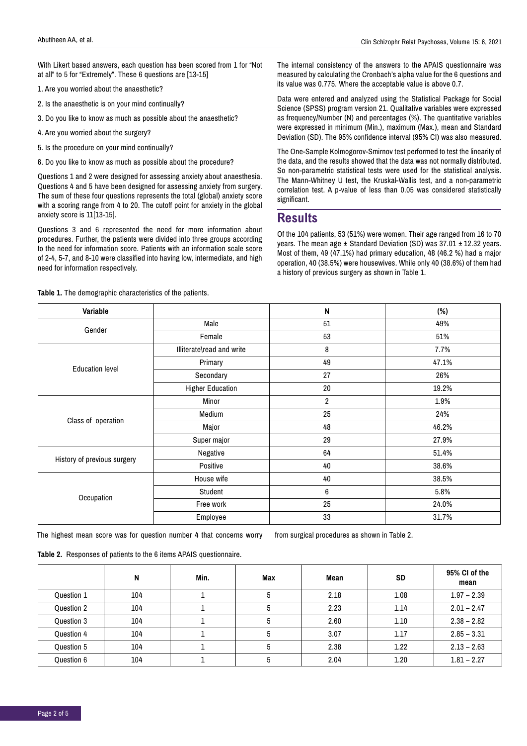With Likert based answers, each question has been scored from 1 for "Not at all" to 5 for "Extremely". These 6 questions are [13-15]

1. Are you worried about the anaesthetic?

2. Is the anaesthetic is on your mind continually?

3. Do you like to know as much as possible about the anaesthetic?

4. Are you worried about the surgery?

5. Is the procedure on your mind continually?

6. Do you like to know as much as possible about the procedure?

Questions 1 and 2 were designed for assessing anxiety about anaesthesia. Questions 4 and 5 have been designed for assessing anxiety from surgery. The sum of these four questions represents the total (global) anxiety score with a scoring range from 4 to 20. The cutoff point for anxiety in the global anxiety score is 11[13-15].

Questions 3 and 6 represented the need for more information about procedures. Further, the patients were divided into three groups according to the need for information score. Patients with an information scale score of 2-4, 5-7, and 8-10 were classified into having low, intermediate, and high need for information respectively.

The internal consistency of the answers to the APAIS questionnaire was measured by calculating the Cronbach's alpha value for the 6 questions and its value was 0.775. Where the acceptable value is above 0.7.

Data were entered and analyzed using the Statistical Package for Social Science (SPSS) program version 21. Qualitative variables were expressed as frequency/Number (N) and percentages (%). The quantitative variables were expressed in minimum (Min.), maximum (Max.), mean and Standard Deviation (SD). The 95% confidence interval (95% CI) was also measured.

The One-Sample Kolmogorov-Smirnov test performed to test the linearity of the data, and the results showed that the data was not normally distributed. So non-parametric statistical tests were used for the statistical analysis. The Mann-Whitney U test, the Kruskal-Wallis test, and a non-parametric correlation test. A p-value of less than 0.05 was considered statistically significant.

## Results

Of the 104 patients, 53 (51%) were women. Their age ranged from 16 to 70 years. The mean age ± Standard Deviation (SD) was 37.01 ± 12.32 years. Most of them, 49 (47.1%) had primary education, 48 (46.2 %) had a major operation, 40 (38.5%) were housewives. While only 40 (38.6%) of them had a history of previous surgery as shown in Table 1.

**Table 1.** The demographic characteristics of the patients.

| Variable | | N | (%) |
|---|---|---|---|
| Gender | Male | 51 | 49% |
| | Female | 53 | 51% |
| Education level | Illiterate\read and write | 8 | 7.7% |
| | Primary | 49 | 47.1% |
| | Secondary | 27 | 26% |
| | Higher Education | 20 | 19.2% |
| Class of operation | Minor | 2 | 1.9% |
| | Medium | 25 | 24% |
| | Major | 48 | 46.2% |
| | Super major | 29 | 27.9% |
| History of previous surgery | Negative | 64 | 51.4% |
| | Positive | 40 | 38.6% |
| Occupation | House wife | 40 | 38.5% |
| | Student | 6 | 5.8% |
| | Free work | 25 | 24.0% |
| | Employee | 33 | 31.7% |

The highest mean score was for question number 4 that concerns worry from surgical procedures as shown in Table 2.

**Table 2.** Responses of patients to the 6 items APAIS questionnaire.

| | N | Min. | Max | Mean | SD | 95% CI of the mean |
|---|---|---|---|---|---|---|
| Question 1 | 104 | 1 | 5 | 2.18 | 1.08 | 1.97 – 2.39 |
| Question 2 | 104 | 1 | 5 | 2.23 | 1.14 | 2.01 – 2.47 |
| Question 3 | 104 | 1 | 5 | 2.60 | 1.10 | 2.38 – 2.82 |
| Question 4 | 104 | 1 | 5 | 3.07 | 1.17 | 2.85 – 3.31 |
| Question 5 | 104 | 1 | 5 | 2.38 | 1.22 | 2.13 – 2.63 |
| Question 6 | 104 | 1 | 5 | 2.04 | 1.20 | 1.81 – 2.27 |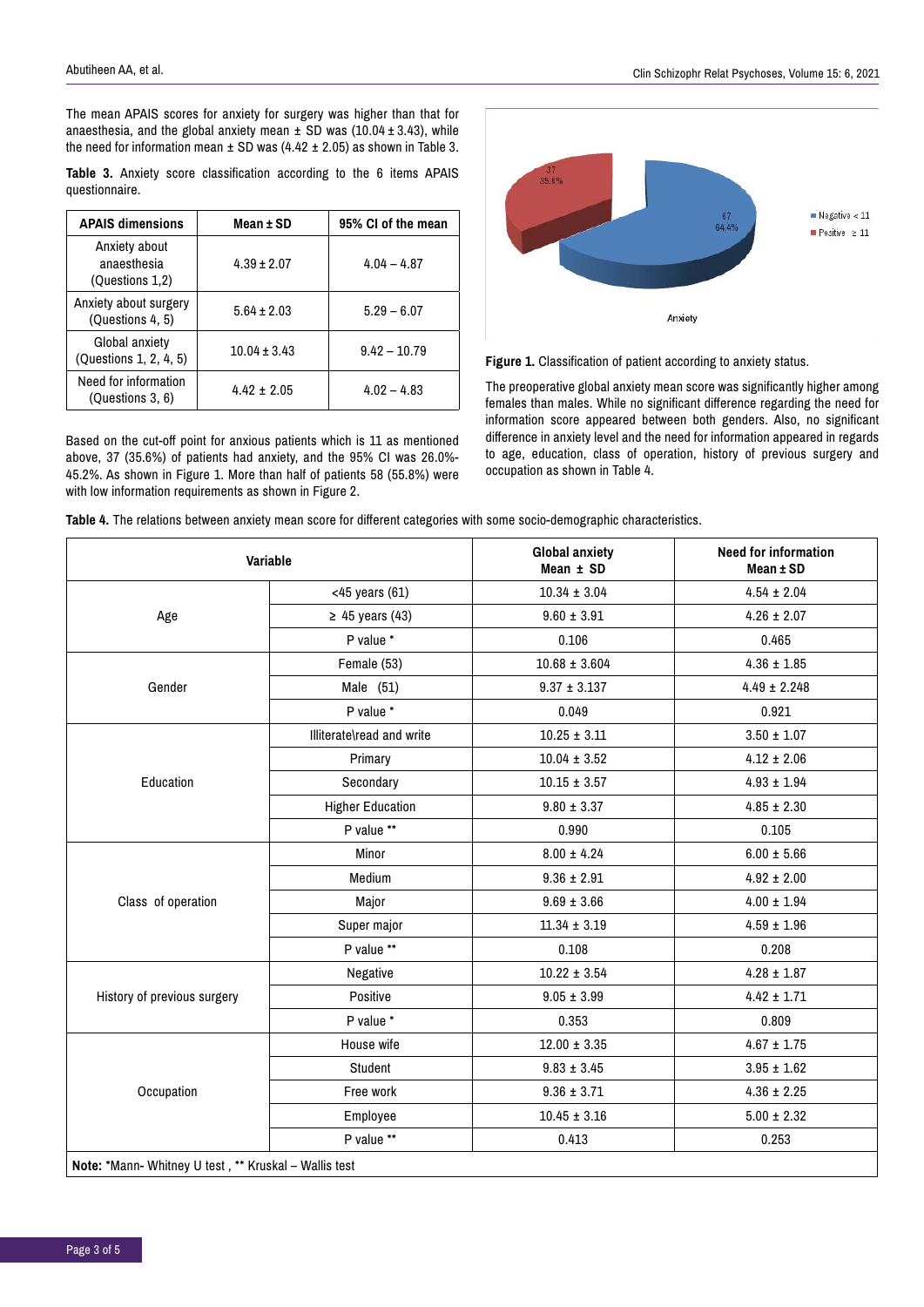The mean APAIS scores for anxiety for surgery was higher than that for anaesthesia, and the global anxiety mean ± SD was (10.04 ± 3.43), while the need for information mean ± SD was (4.42 ± 2.05) as shown in Table 3.

**Table 3.** Anxiety score classification according to the 6 items APAIS questionnaire.

| APAIS dimensions | Mean ± SD | 95% CI of the mean |
|---|---|---|
| Anxiety about anaesthesia (Questions 1,2) | 4.39 ± 2.07 | 4.04 – 4.87 |
| Anxiety about surgery (Questions 4, 5) | 5.64 ± 2.03 | 5.29 – 6.07 |
| Global anxiety (Questions 1, 2, 4, 5) | 10.04 ± 3.43 | 9.42 – 10.79 |
| Need for information (Questions 3, 6) | 4.42 ± 2.05 | 4.02 – 4.83 |

Based on the cut-off point for anxious patients which is 11 as mentioned above, 37 (35.6%) of patients had anxiety, and the 95% CI was 26.0%-45.2%. As shown in Figure 1. More than half of patients 58 (55.8%) were with low information requirements as shown in Figure 2.

**Figure 1.** Classification of patient according to anxiety status.

The preoperative global anxiety mean score was significantly higher among females than males. While no significant difference regarding the need for information score appeared between both genders. Also, no significant difference in anxiety level and the need for information appeared in regards to age, education, class of operation, history of previous surgery and occupation as shown in Table 4.

**Table 4.** The relations between anxiety mean score for different categories with some socio-demographic characteristics.

| Variable | | Global anxiety Mean ± SD | Need for information Mean ± SD |
|---|---|---|---|
| Age | <45 years (61) | 10.34 ± 3.04 | 4.54 ± 2.04 |
| | ≥ 45 years (43) | 9.60 ± 3.91 | 4.26 ± 2.07 |
| | P value * | 0.106 | 0.465 |
| Gender | Female (53) | 10.68 ± 3.604 | 4.36 ± 1.85 |
| | Male (51) | 9.37 ± 3.137 | 4.49 ± 2.248 |
| | P value * | 0.049 | 0.921 |
| Education | Illiterate\read and write | 10.25 ± 3.11 | 3.50 ± 1.07 |
| | Primary | 10.04 ± 3.52 | 4.12 ± 2.06 |
| | Secondary | 10.15 ± 3.57 | 4.93 ± 1.94 |
| | Higher Education | 9.80 ± 3.37 | 4.85 ± 2.30 |
| | P value ** | 0.990 | 0.105 |
| Class of operation | Minor | 8.00 ± 4.24 | 6.00 ± 5.66 |
| | Medium | 9.36 ± 2.91 | 4.92 ± 2.00 |
| | Major | 9.69 ± 3.66 | 4.00 ± 1.94 |
| | Super major | 11.34 ± 3.19 | 4.59 ± 1.96 |
| | P value ** | 0.108 | 0.208 |
| History of previous surgery | Negative | 10.22 ± 3.54 | 4.28 ± 1.87 |
| | Positive | 9.05 ± 3.99 | 4.42 ± 1.71 |
| | P value * | 0.353 | 0.809 |
| Occupation | House wife | 12.00 ± 3.35 | 4.67 ± 1.75 |
| | Student | 9.83 ± 3.45 | 3.95 ± 1.62 |
| | Free work | 9.36 ± 3.71 | 4.36 ± 2.25 |
| | Employee | 10.45 ± 3.16 | 5.00 ± 2.32 |
| | P value ** | 0.413 | 0.253 |

**Note:** *Mann- Whitney U test , ** Kruskal – Wallis test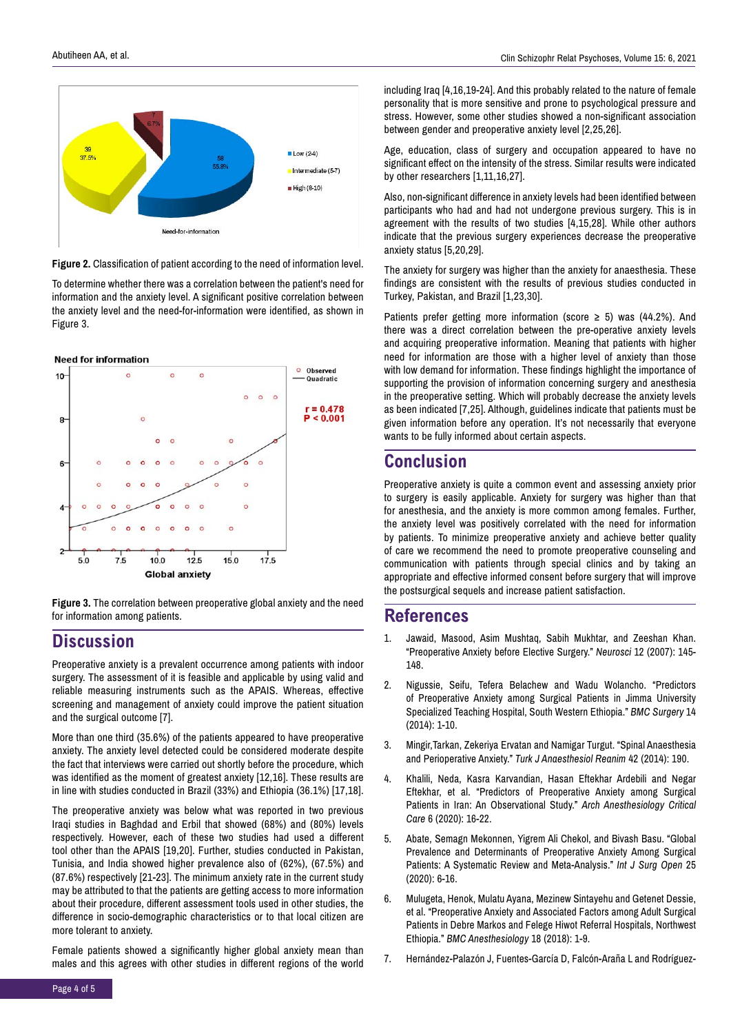Figure 2. Classification of patient according to the need of information level.

To determine whether there was a correlation between the patient's need for information and the anxiety level. A significant positive correlation between the anxiety level and the need-for-information were identified, as shown in Figure 3.

Figure 3. The correlation between preoperative global anxiety and the need for information among patients.

## Discussion

Preoperative anxiety is a prevalent occurrence among patients with indoor surgery. The assessment of it is feasible and applicable by using valid and reliable measuring instruments such as the APAIS. Whereas, effective screening and management of anxiety could improve the patient situation and the surgical outcome [7].

More than one third (35.6%) of the patients appeared to have preoperative anxiety. The anxiety level detected could be considered moderate despite the fact that interviews were carried out shortly before the procedure, which was identified as the moment of greatest anxiety [12,16]. These results are in line with studies conducted in Brazil (33%) and Ethiopia (36.1%) [17,18].

The preoperative anxiety was below what was reported in two previous Iraqi studies in Baghdad and Erbil that showed (68%) and (80%) levels respectively. However, each of these two studies had used a different tool other than the APAIS [19,20]. Further, studies conducted in Pakistan, Tunisia, and India showed higher prevalence also of (62%), (67.5%) and (87.6%) respectively [21-23]. The minimum anxiety rate in the current study may be attributed to that the patients are getting access to more information about their procedure, different assessment tools used in other studies, the difference in socio-demographic characteristics or to that local citizen are more tolerant to anxiety.

Female patients showed a significantly higher global anxiety mean than males and this agrees with other studies in different regions of the world including Iraq [4,16,19-24]. And this probably related to the nature of female personality that is more sensitive and prone to psychological pressure and stress. However, some other studies showed a non-significant association between gender and preoperative anxiety level [2,25,26].

Age, education, class of surgery and occupation appeared to have no significant effect on the intensity of the stress. Similar results were indicated by other researchers [1,11,16,27].

Also, non-significant difference in anxiety levels had been identified between participants who had and had not undergone previous surgery. This is in agreement with the results of two studies [4,15,28]. While other authors indicate that the previous surgery experiences decrease the preoperative anxiety status [5,20,29].

The anxiety for surgery was higher than the anxiety for anaesthesia. These findings are consistent with the results of previous studies conducted in Turkey, Pakistan, and Brazil [1,23,30].

Patients prefer getting more information (score ≥ 5) was (44.2%). And there was a direct correlation between the pre-operative anxiety levels and acquiring preoperative information. Meaning that patients with higher need for information are those with a higher level of anxiety than those with low demand for information. These findings highlight the importance of supporting the provision of information concerning surgery and anesthesia in the preoperative setting. Which will probably decrease the anxiety levels as been indicated [7,25]. Although, guidelines indicate that patients must be given information before any operation. It's not necessarily that everyone wants to be fully informed about certain aspects.

## Conclusion

Preoperative anxiety is quite a common event and assessing anxiety prior to surgery is easily applicable. Anxiety for surgery was higher than that for anesthesia, and the anxiety is more common among females. Further, the anxiety level was positively correlated with the need for information by patients. To minimize preoperative anxiety and achieve better quality of care we recommend the need to promote preoperative counseling and communication with patients through special clinics and by taking an appropriate and effective informed consent before surgery that will improve the postsurgical sequels and increase patient satisfaction.

## References

1. Jawaid, Masood, Asim Mushtaq, Sabih Mukhtar, and Zeeshan Khan. "Preoperative Anxiety before Elective Surgery." *Neurosci* 12 (2007): 145-148.

2. Nigussie, Seifu, Tefera Belachew and Wadu Wolancho. "Predictors of Preoperative Anxiety among Surgical Patients in Jimma University Specialized Teaching Hospital, South Western Ethiopia." *BMC Surgery* 14 (2014): 1-10.

3. Mingir,Tarkan, Zekeriya Ervatan and Namigar Turgut. "Spinal Anaesthesia and Perioperative Anxiety." *Turk J Anaesthesiol Reanim* 42 (2014): 190.

4. Khalili, Neda, Kasra Karvandian, Hasan Eftekhar Ardebili and Negar Eftekhar, et al. "Predictors of Preoperative Anxiety among Surgical Patients in Iran: An Observational Study." *Arch Anesthesiology Critical Care* 6 (2020): 16-22.

5. Abate, Semagn Mekonnen, Yigrem Ali Chekol, and Bivash Basu. "Global Prevalence and Determinants of Preoperative Anxiety Among Surgical Patients: A Systematic Review and Meta-Analysis." *Int J Surg Open* 25 (2020): 6-16.

6. Mulugeta, Henok, Mulatu Ayana, Mezinew Sintayehu and Getenet Dessie, et al. "Preoperative Anxiety and Associated Factors among Adult Surgical Patients in Debre Markos and Felege Hiwot Referral Hospitals, Northwest Ethiopia." *BMC Anesthesiology* 18 (2018): 1-9.

7. Hernández-Palazón J, Fuentes-García D, Falcón-Araña L and Rodríguez-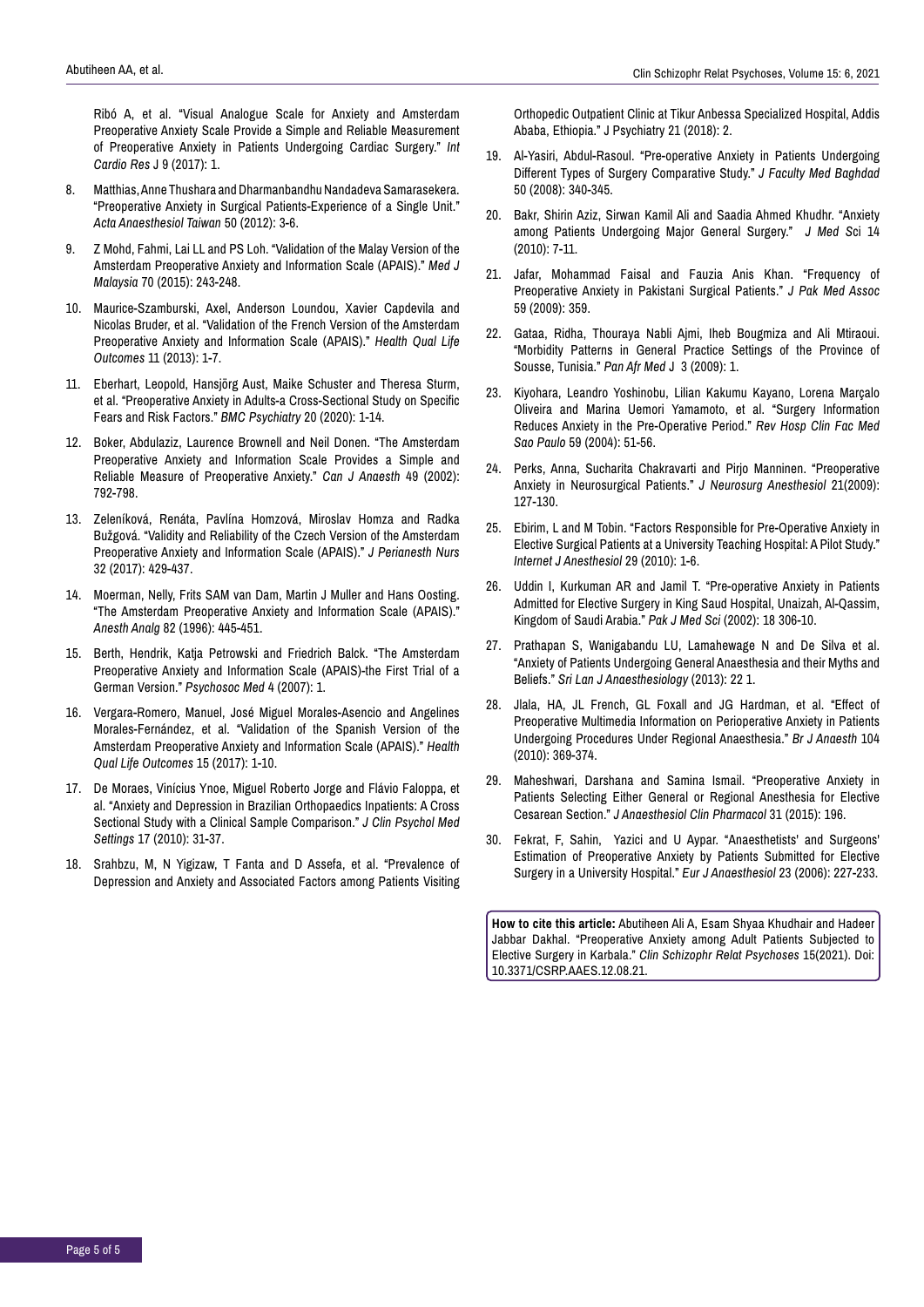Ribó A, et al. "Visual Analogue Scale for Anxiety and Amsterdam Preoperative Anxiety Scale Provide a Simple and Reliable Measurement of Preoperative Anxiety in Patients Undergoing Cardiac Surgery." *Int Cardio Res* J 9 (2017): 1.

8. Matthias, Anne Thushara and Dharmanbandhu Nandadeva Samarasekera. "Preoperative Anxiety in Surgical Patients-Experience of a Single Unit." *Acta Anaesthesiol Taiwan* 50 (2012): 3-6.

9. Z Mohd, Fahmi, Lai LL and PS Loh. "Validation of the Malay Version of the Amsterdam Preoperative Anxiety and Information Scale (APAIS)." *Med J Malaysia* 70 (2015): 243-248.

10. Maurice-Szamburski, Axel, Anderson Loundou, Xavier Capdevila and Nicolas Bruder, et al. "Validation of the French Version of the Amsterdam Preoperative Anxiety and Information Scale (APAIS)." *Health Qual Life Outcomes* 11 (2013): 1-7.

11. Eberhart, Leopold, Hansjörg Aust, Maike Schuster and Theresa Sturm, et al. "Preoperative Anxiety in Adults-a Cross-Sectional Study on Specific Fears and Risk Factors." *BMC Psychiatry* 20 (2020): 1-14.

12. Boker, Abdulaziz, Laurence Brownell and Neil Donen. "The Amsterdam Preoperative Anxiety and Information Scale Provides a Simple and Reliable Measure of Preoperative Anxiety." *Can J Anaesth* 49 (2002): 792-798.

13. Zeleníková, Renáta, Pavlína Homzová, Miroslav Homza and Radka Bužgová. "Validity and Reliability of the Czech Version of the Amsterdam Preoperative Anxiety and Information Scale (APAIS)." *J Perianesth Nurs* 32 (2017): 429-437.

14. Moerman, Nelly, Frits SAM van Dam, Martin J Muller and Hans Oosting. "The Amsterdam Preoperative Anxiety and Information Scale (APAIS)." *Anesth Analg* 82 (1996): 445-451.

15. Berth, Hendrik, Katja Petrowski and Friedrich Balck. "The Amsterdam Preoperative Anxiety and Information Scale (APAIS)-the First Trial of a German Version." *Psychosoc Med* 4 (2007): 1.

16. Vergara-Romero, Manuel, José Miguel Morales-Asencio and Angelines Morales-Fernández, et al. "Validation of the Spanish Version of the Amsterdam Preoperative Anxiety and Information Scale (APAIS)." *Health Qual Life Outcomes* 15 (2017): 1-10.

17. De Moraes, Vinícius Ynoe, Miguel Roberto Jorge and Flávio Faloppa, et al. "Anxiety and Depression in Brazilian Orthopaedics Inpatients: A Cross Sectional Study with a Clinical Sample Comparison." *J Clin Psychol Med Settings* 17 (2010): 31-37.

18. Srahbzu, M, N Yigizaw, T Fanta and D Assefa, et al. "Prevalence of Depression and Anxiety and Associated Factors among Patients Visiting Orthopedic Outpatient Clinic at Tikur Anbessa Specialized Hospital, Addis Ababa, Ethiopia." J Psychiatry 21 (2018): 2.

19. Al-Yasiri, Abdul-Rasoul. "Pre-operative Anxiety in Patients Undergoing Different Types of Surgery Comparative Study." *J Faculty Med Baghdad* 50 (2008): 340-345.

20. Bakr, Shirin Aziz, Sirwan Kamil Ali and Saadia Ahmed Khudhr. "Anxiety among Patients Undergoing Major General Surgery." *J Med S*ci 14 (2010): 7-11.

21. Jafar, Mohammad Faisal and Fauzia Anis Khan. "Frequency of Preoperative Anxiety in Pakistani Surgical Patients." *J Pak Med Assoc* 59 (2009): 359.

22. Gataa, Ridha, Thouraya Nabli Ajmi, Iheb Bougmiza and Ali Mtiraoui. "Morbidity Patterns in General Practice Settings of the Province of Sousse, Tunisia." *Pan Afr Med* J 3 (2009): 1.

23. Kiyohara, Leandro Yoshinobu, Lilian Kakumu Kayano, Lorena Marçalo Oliveira and Marina Uemori Yamamoto, et al. "Surgery Information Reduces Anxiety in the Pre-Operative Period." *Rev Hosp Clin Fac Med Sao Paulo* 59 (2004): 51-56.

24. Perks, Anna, Sucharita Chakravarti and Pirjo Manninen. "Preoperative Anxiety in Neurosurgical Patients." *J Neurosurg Anesthesiol* 21(2009): 127-130.

25. Ebirim, L and M Tobin. "Factors Responsible for Pre-Operative Anxiety in Elective Surgical Patients at a University Teaching Hospital: A Pilot Study." *Internet J Anesthesiol* 29 (2010): 1-6.

26. Uddin I, Kurkuman AR and Jamil T. "Pre-operative Anxiety in Patients Admitted for Elective Surgery in King Saud Hospital, Unaizah, Al-Qassim, Kingdom of Saudi Arabia." *Pak J Med Sci* (2002): 18 306-10.

27. Prathapan S, Wanigabandu LU, Lamahewage N and De Silva et al. "Anxiety of Patients Undergoing General Anaesthesia and their Myths and Beliefs." *Sri Lan J Anaesthesiology* (2013): 22 1.

28. Jlala, HA, JL French, GL Foxall and JG Hardman, et al. "Effect of Preoperative Multimedia Information on Perioperative Anxiety in Patients Undergoing Procedures Under Regional Anaesthesia." *Br J Anaesth* 104 (2010): 369-374.

29. Maheshwari, Darshana and Samina Ismail. "Preoperative Anxiety in Patients Selecting Either General or Regional Anesthesia for Elective Cesarean Section." *J Anaesthesiol Clin Pharmacol* 31 (2015): 196.

30. Fekrat, F, Sahin, Yazici and U Aypar. "Anaesthetists' and Surgeons' Estimation of Preoperative Anxiety by Patients Submitted for Elective Surgery in a University Hospital." *Eur J Anaesthesiol* 23 (2006): 227-233.

**How to cite this article:** Abutiheen Ali A, Esam Shyaa Khudhair and Hadeer Jabbar Dakhal. "Preoperative Anxiety among Adult Patients Subjected to Elective Surgery in Karbala." *Clin Schizophr Relat Psychoses* 15(2021). Doi: 10.3371/CSRP.AAES.12.08.21.